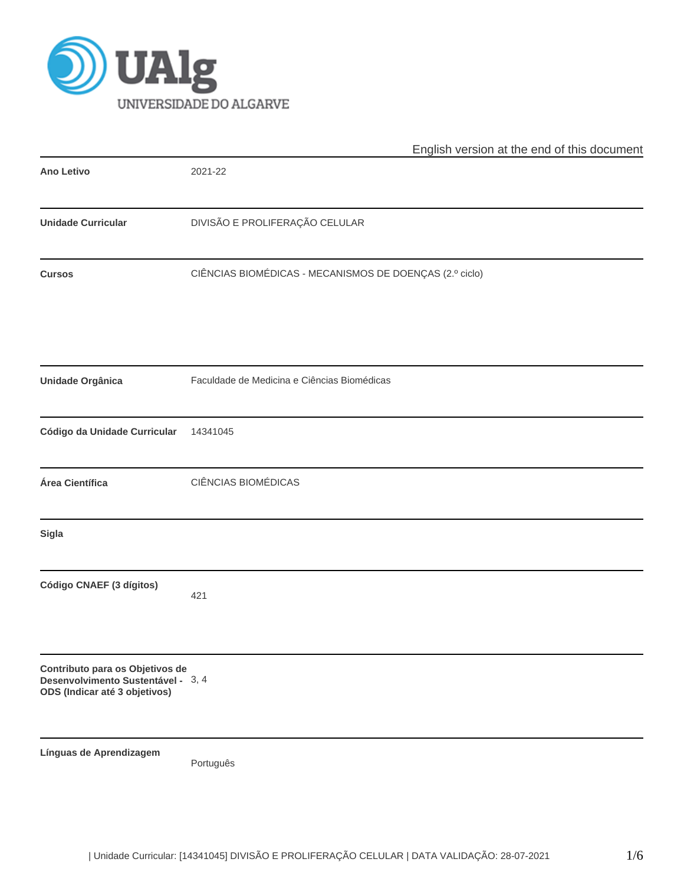UAlg UNIVERSIDADE DO ALGARVE

English version at the end of this document

| | |
|---|---|
| **Ano Letivo** | 2021-22 |
| **Unidade Curricular** | DIVISÃO E PROLIFERAÇÃO CELULAR |
| **Cursos** | CIÊNCIAS BIOMÉDICAS - MECANISMOS DE DOENÇAS (2.º ciclo) |
| **Unidade Orgânica** | Faculdade de Medicina e Ciências Biomédicas |
| **Código da Unidade Curricular** | 14341045 |
| **Área Científica** | CIÊNCIAS BIOMÉDICAS |
| **Sigla** | |
| **Código CNAEF (3 dígitos)** | 421 |
| **Contributo para os Objetivos de Desenvolvimento Sustentável - ODS (Indicar até 3 objetivos)** | 3, 4 |
| **Línguas de Aprendizagem** | Português |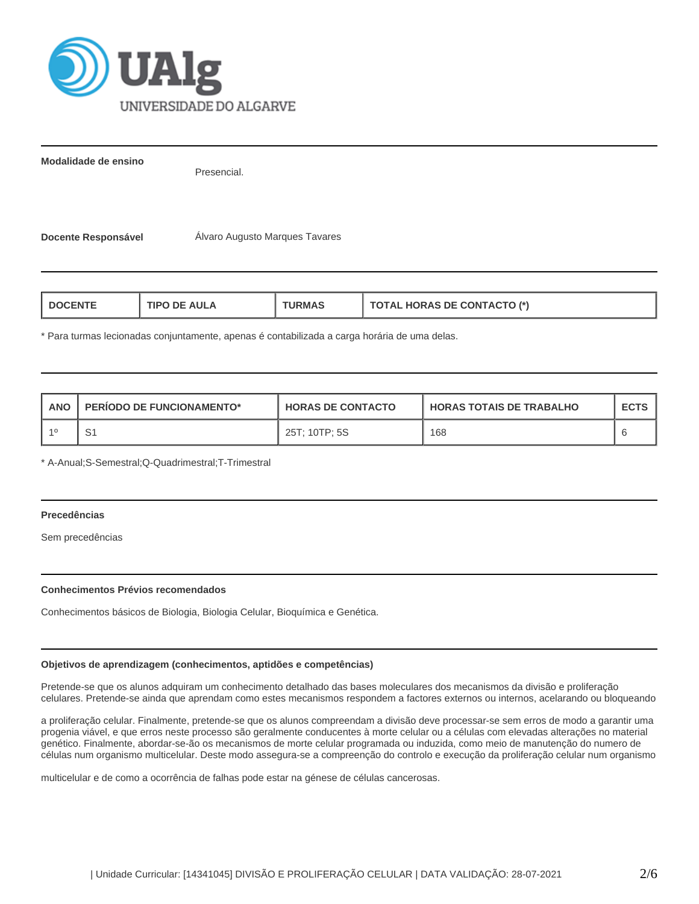**Modalidade de ensino**

Presencial.

**Docente Responsável**

Álvaro Augusto Marques Tavares

| DOCENTE | TIPO DE AULA | TURMAS | TOTAL HORAS DE CONTACTO (*) |
|---|---|---|---|

* Para turmas lecionadas conjuntamente, apenas é contabilizada a carga horária de uma delas.

| ANO | PERÍODO DE FUNCIONAMENTO* | HORAS DE CONTACTO | HORAS TOTAIS DE TRABALHO | ECTS |
|---|---|---|---|---|
| 1º | S1 | 25T; 10TP; 5S | 168 | 6 |

* A-Anual;S-Semestral;Q-Quadrimestral;T-Trimestral

**Precedências**

Sem precedências

**Conhecimentos Prévios recomendados**

Conhecimentos básicos de Biologia, Biologia Celular, Bioquímica e Genética.

**Objetivos de aprendizagem (conhecimentos, aptidões e competências)**

Pretende-se que os alunos adquiram um conhecimento detalhado das bases moleculares dos mecanismos da divisão e proliferação celulares. Pretende-se ainda que aprendam como estes mecanismos respondem a factores externos ou internos, acelarando ou bloqueando

a proliferação celular. Finalmente, pretende-se que os alunos compreendam a divisão deve processar-se sem erros de modo a garantir uma progenia viável, e que erros neste processo são geralmente conducentes à morte celular ou a células com elevadas alterações no material genético. Finalmente, abordar-se-ão os mecanismos de morte celular programada ou induzida, como meio de manutenção do numero de células num organismo multicelular. Deste modo assegura-se a compreenção do controlo e execução da proliferação celular num organismo

multicelular e de como a ocorrência de falhas pode estar na génese de células cancerosas.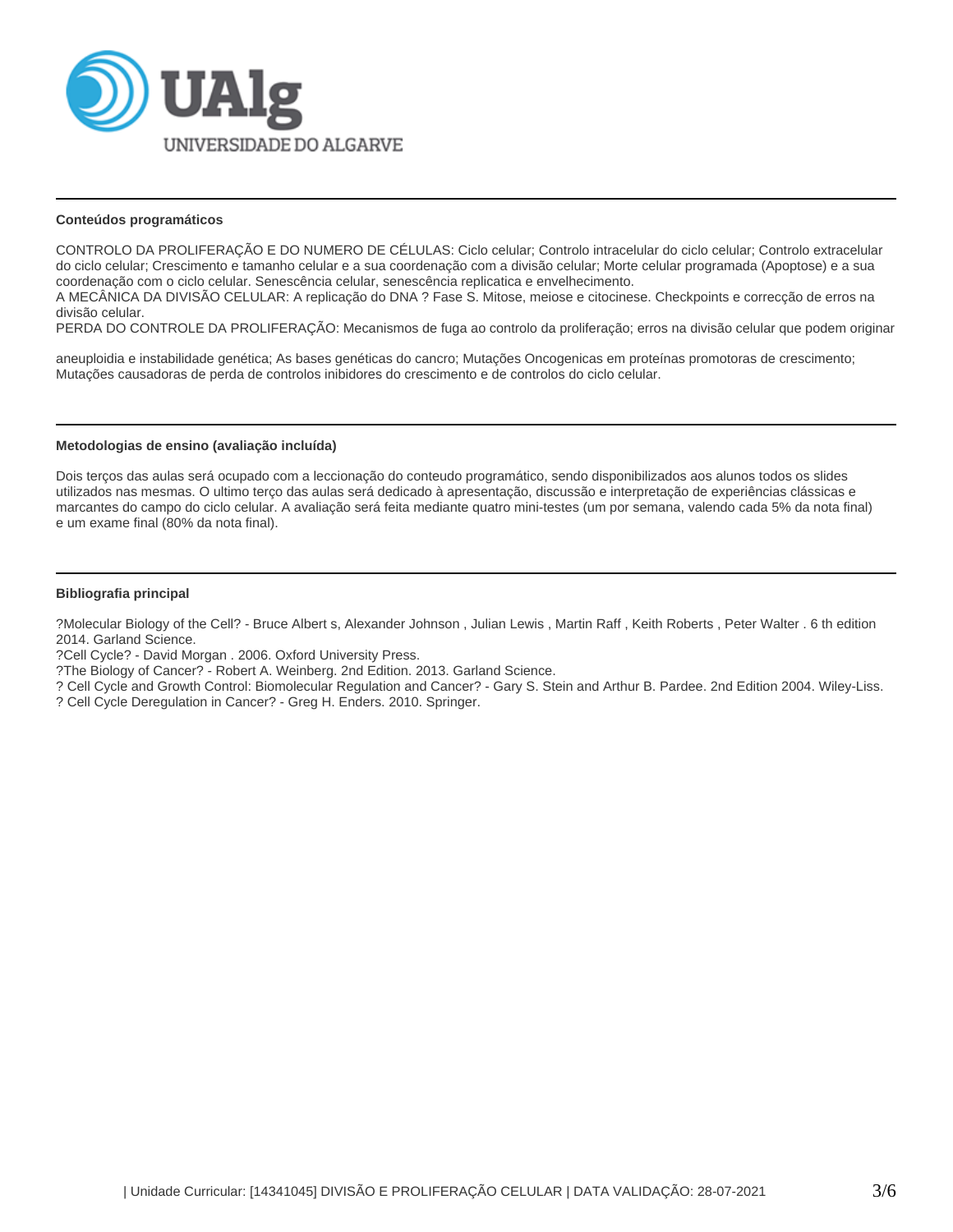### Conteúdos programáticos

CONTROLO DA PROLIFERAÇÃO E DO NUMERO DE CÉLULAS: Ciclo celular; Controlo intracelular do ciclo celular; Controlo extracelular do ciclo celular; Crescimento e tamanho celular e a sua coordenação com a divisão celular; Morte celular programada (Apoptose) e a sua coordenação com o ciclo celular. Senescência celular, senescência replicatica e envelhecimento.
A MECÂNICA DA DIVISÃO CELULAR: A replicação do DNA ? Fase S. Mitose, meiose e citocinese. Checkpoints e correcção de erros na divisão celular.
PERDA DO CONTROLE DA PROLIFERAÇÃO: Mecanismos de fuga ao controlo da proliferação; erros na divisão celular que podem originar

aneuploidia e instabilidade genética; As bases genéticas do cancro; Mutações Oncogenicas em proteínas promotoras de crescimento; Mutações causadoras de perda de controlos inibidores do crescimento e de controlos do ciclo celular.

### Metodologias de ensino (avaliação incluída)

Dois terços das aulas será ocupado com a leccionação do conteudo programático, sendo disponibilizados aos alunos todos os slides utilizados nas mesmas. O ultimo terço das aulas será dedicado à apresentação, discussão e interpretação de experiências clássicas e marcantes do campo do ciclo celular. A avaliação será feita mediante quatro mini-testes (um por semana, valendo cada 5% da nota final) e um exame final (80% da nota final).

### Bibliografia principal

?Molecular Biology of the Cell? - Bruce Albert s, Alexander Johnson , Julian Lewis , Martin Raff , Keith Roberts , Peter Walter . 6 th edition 2014. Garland Science.
?Cell Cycle? - David Morgan . 2006. Oxford University Press.
?The Biology of Cancer? - Robert A. Weinberg. 2nd Edition. 2013. Garland Science.
? Cell Cycle and Growth Control: Biomolecular Regulation and Cancer? - Gary S. Stein and Arthur B. Pardee. 2nd Edition 2004. Wiley-Liss.
? Cell Cycle Deregulation in Cancer? - Greg H. Enders. 2010. Springer.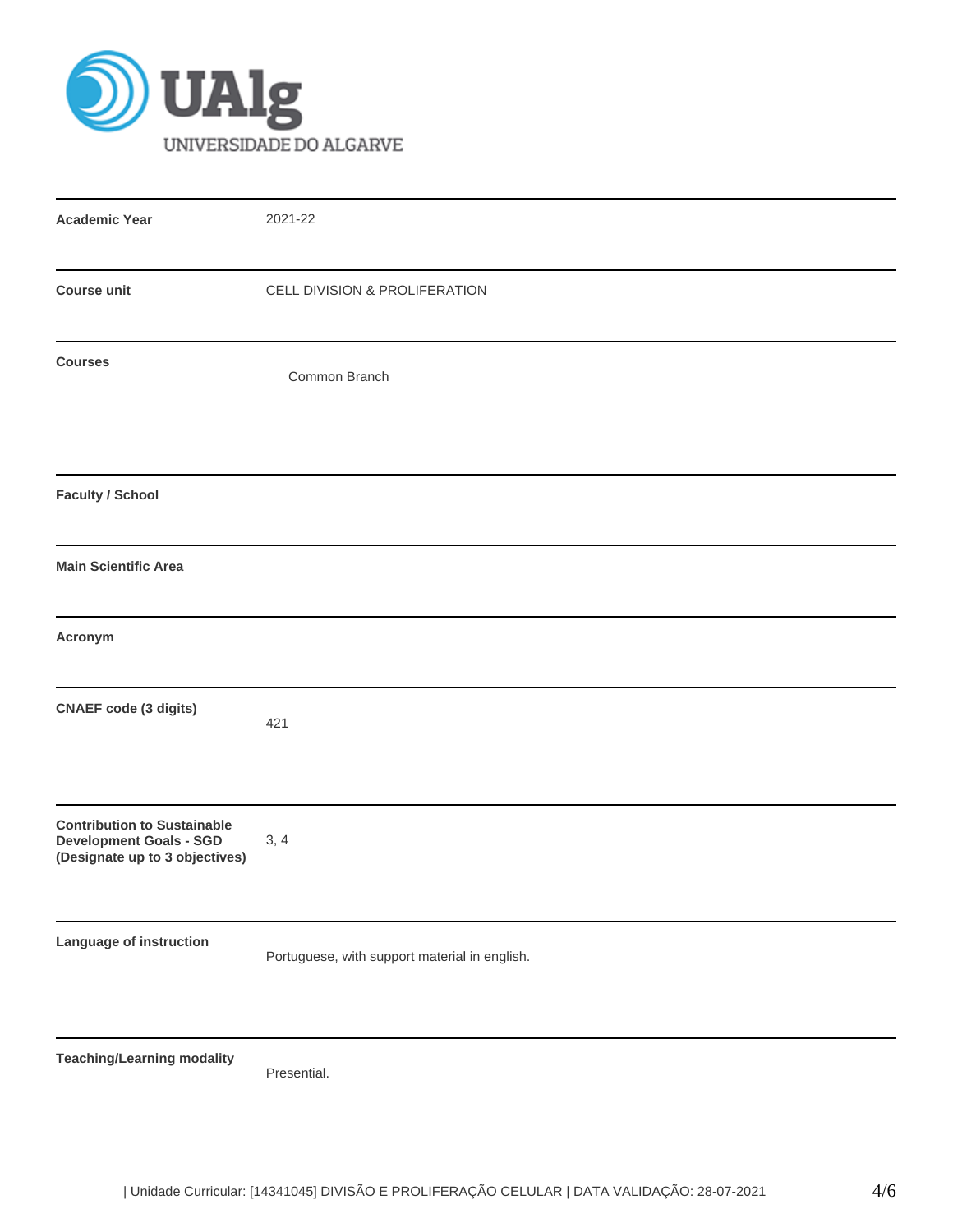| | |
|---|---|
| **Academic Year** | 2021-22 |
| **Course unit** | CELL DIVISION & PROLIFERATION |
| **Courses** | Common Branch |
| **Faculty / School** | |
| **Main Scientific Area** | |
| **Acronym** | |
| **CNAEF code (3 digits)** | 421 |
| **Contribution to Sustainable Development Goals - SGD (Designate up to 3 objectives)** | 3, 4 |
| **Language of instruction** | Portuguese, with support material in english. |
| **Teaching/Learning modality** | Presential. |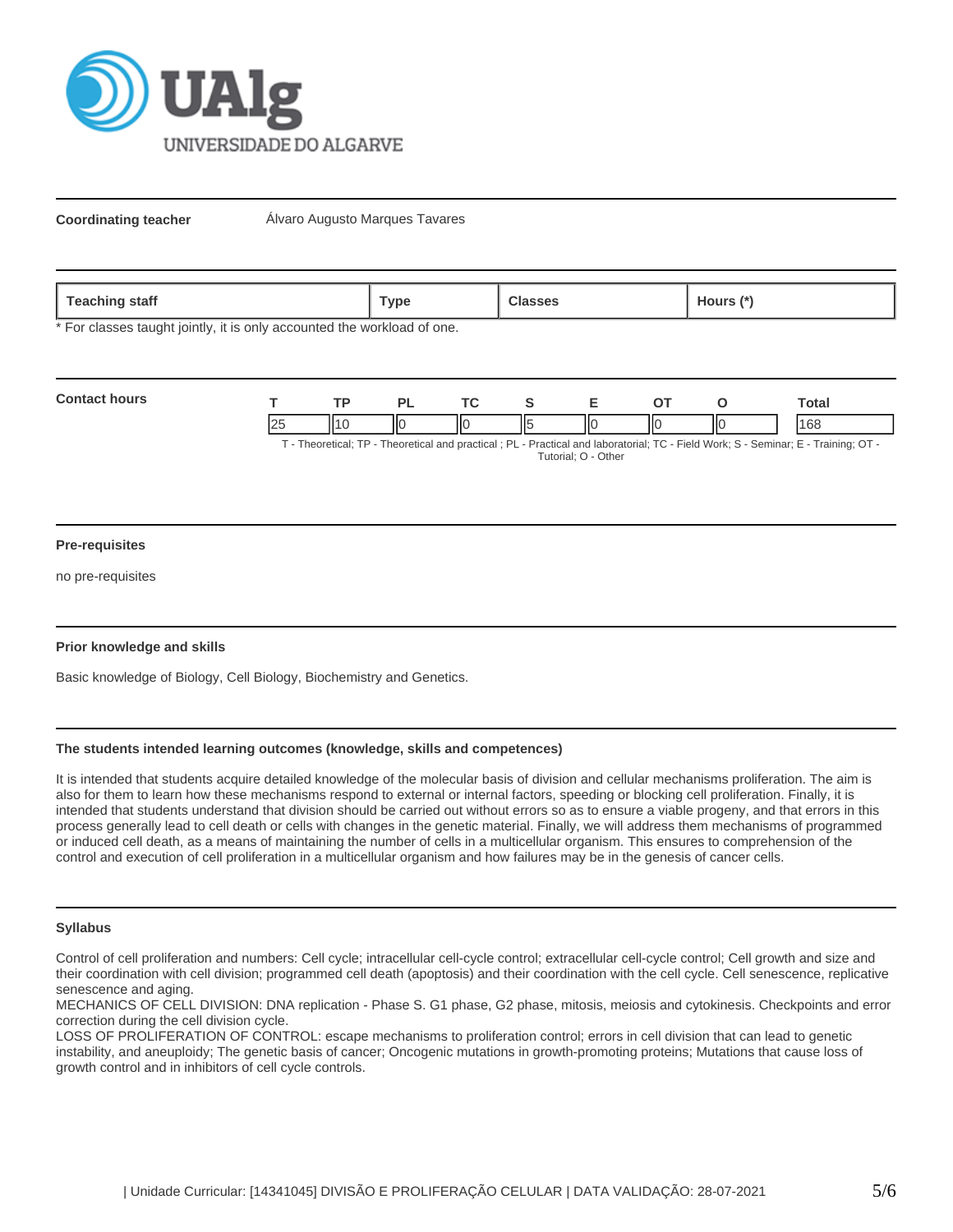**Coordinating teacher** Álvaro Augusto Marques Tavares

| Teaching staff | Type | Classes | Hours (*) |
|---|---|---|---|

* For classes taught jointly, it is only accounted the workload of one.

**Contact hours**

| T | TP | PL | TC | S | E | OT | O | Total |
|---|---|---|---|---|---|---|---|---|
| 25 | 10 | 0 | 0 | 5 | 0 | 0 | 0 | 168 |

T - Theoretical; TP - Theoretical and practical ; PL - Practical and laboratorial; TC - Field Work; S - Seminar; E - Training; OT - Tutorial; O - Other

**Pre-requisites**

no pre-requisites

**Prior knowledge and skills**

Basic knowledge of Biology, Cell Biology, Biochemistry and Genetics.

**The students intended learning outcomes (knowledge, skills and competences)**

It is intended that students acquire detailed knowledge of the molecular basis of division and cellular mechanisms proliferation. The aim is also for them to learn how these mechanisms respond to external or internal factors, speeding or blocking cell proliferation. Finally, it is intended that students understand that division should be carried out without errors so as to ensure a viable progeny, and that errors in this process generally lead to cell death or cells with changes in the genetic material. Finally, we will address them mechanisms of programmed or induced cell death, as a means of maintaining the number of cells in a multicellular organism. This ensures to comprehension of the control and execution of cell proliferation in a multicellular organism and how failures may be in the genesis of cancer cells.

**Syllabus**

Control of cell proliferation and numbers: Cell cycle; intracellular cell-cycle control; extracellular cell-cycle control; Cell growth and size and their coordination with cell division; programmed cell death (apoptosis) and their coordination with the cell cycle. Cell senescence, replicative senescence and aging.
MECHANICS OF CELL DIVISION: DNA replication - Phase S. G1 phase, G2 phase, mitosis, meiosis and cytokinesis. Checkpoints and error correction during the cell division cycle.
LOSS OF PROLIFERATION OF CONTROL: escape mechanisms to proliferation control; errors in cell division that can lead to genetic instability, and aneuploidy; The genetic basis of cancer; Oncogenic mutations in growth-promoting proteins; Mutations that cause loss of growth control and in inhibitors of cell cycle controls.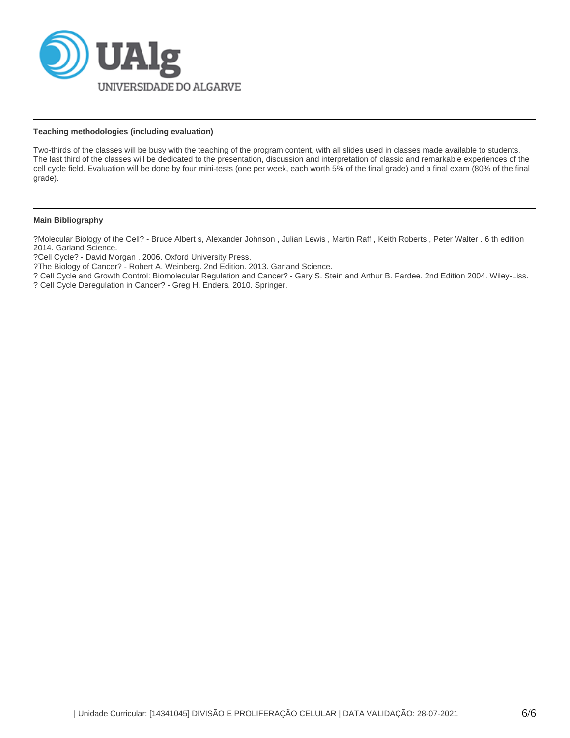### Teaching methodologies (including evaluation)

Two-thirds of the classes will be busy with the teaching of the program content, with all slides used in classes made available to students. The last third of the classes will be dedicated to the presentation, discussion and interpretation of classic and remarkable experiences of the cell cycle field. Evaluation will be done by four mini-tests (one per week, each worth 5% of the final grade) and a final exam (80% of the final grade).

### Main Bibliography

?Molecular Biology of the Cell? - Bruce Albert s, Alexander Johnson , Julian Lewis , Martin Raff , Keith Roberts , Peter Walter . 6 th edition 2014. Garland Science.
?Cell Cycle? - David Morgan . 2006. Oxford University Press.
?The Biology of Cancer? - Robert A. Weinberg. 2nd Edition. 2013. Garland Science.
? Cell Cycle and Growth Control: Biomolecular Regulation and Cancer? - Gary S. Stein and Arthur B. Pardee. 2nd Edition 2004. Wiley-Liss.
? Cell Cycle Deregulation in Cancer? - Greg H. Enders. 2010. Springer.